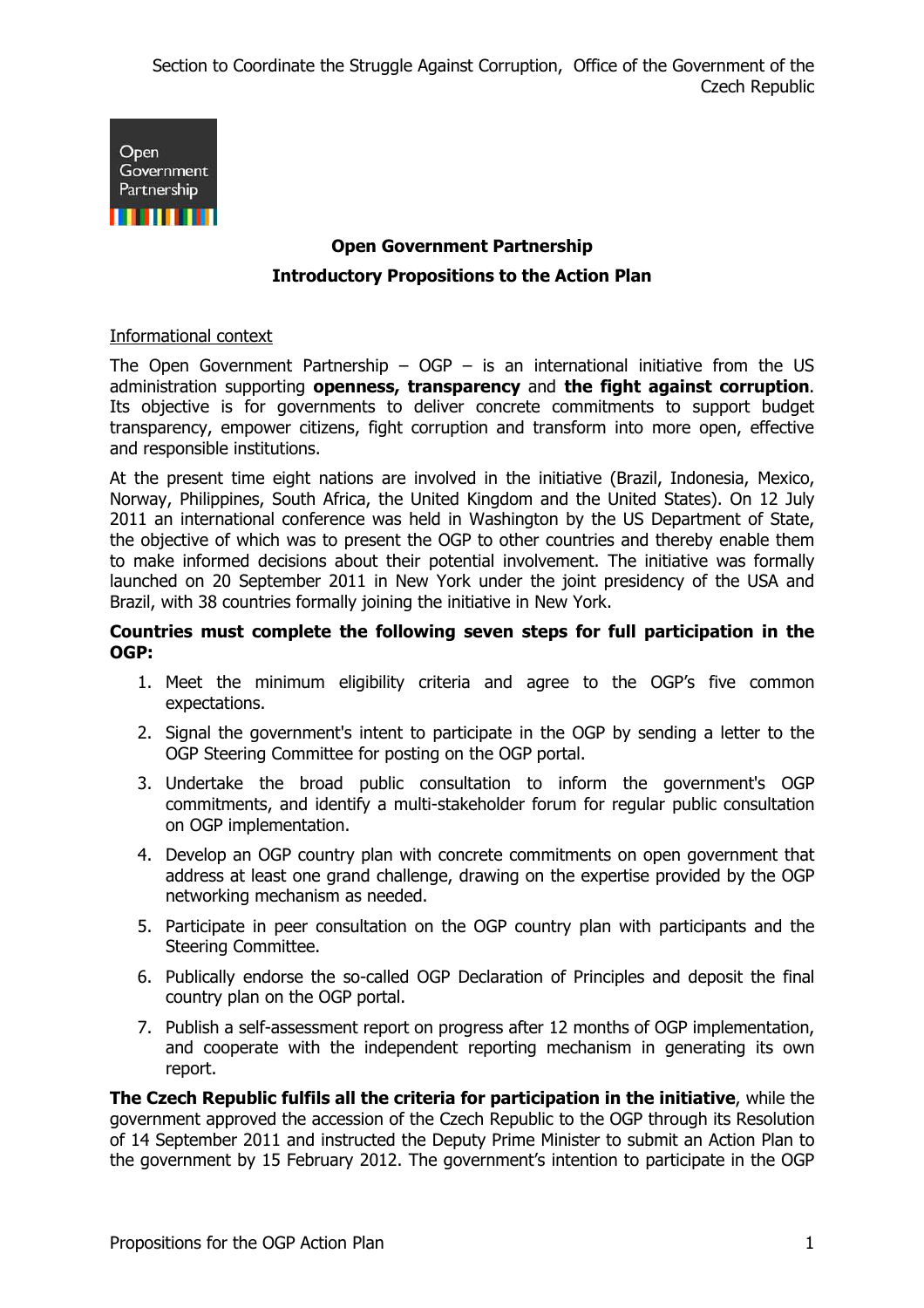# Open Government Partnership

## Introductory Propositions to the Action Plan

Informational context

The Open Government Partnership – OGP – is an international initiative from the US administration supporting **openness, transparency** and **the fight against corruption**. Its objective is for governments to deliver concrete commitments to support budget transparency, empower citizens, fight corruption and transform into more open, effective and responsible institutions.

At the present time eight nations are involved in the initiative (Brazil, Indonesia, Mexico, Norway, Philippines, South Africa, the United Kingdom and the United States). On 12 July 2011 an international conference was held in Washington by the US Department of State, the objective of which was to present the OGP to other countries and thereby enable them to make informed decisions about their potential involvement. The initiative was formally launched on 20 September 2011 in New York under the joint presidency of the USA and Brazil, with 38 countries formally joining the initiative in New York.

**Countries must complete the following seven steps for full participation in the OGP:**

1. Meet the minimum eligibility criteria and agree to the OGP's five common expectations.
2. Signal the government's intent to participate in the OGP by sending a letter to the OGP Steering Committee for posting on the OGP portal.
3. Undertake the broad public consultation to inform the government's OGP commitments, and identify a multi-stakeholder forum for regular public consultation on OGP implementation.
4. Develop an OGP country plan with concrete commitments on open government that address at least one grand challenge, drawing on the expertise provided by the OGP networking mechanism as needed.
5. Participate in peer consultation on the OGP country plan with participants and the Steering Committee.
6. Publically endorse the so-called OGP Declaration of Principles and deposit the final country plan on the OGP portal.
7. Publish a self-assessment report on progress after 12 months of OGP implementation, and cooperate with the independent reporting mechanism in generating its own report.

**The Czech Republic fulfils all the criteria for participation in the initiative**, while the government approved the accession of the Czech Republic to the OGP through its Resolution of 14 September 2011 and instructed the Deputy Prime Minister to submit an Action Plan to the government by 15 February 2012. The government's intention to participate in the OGP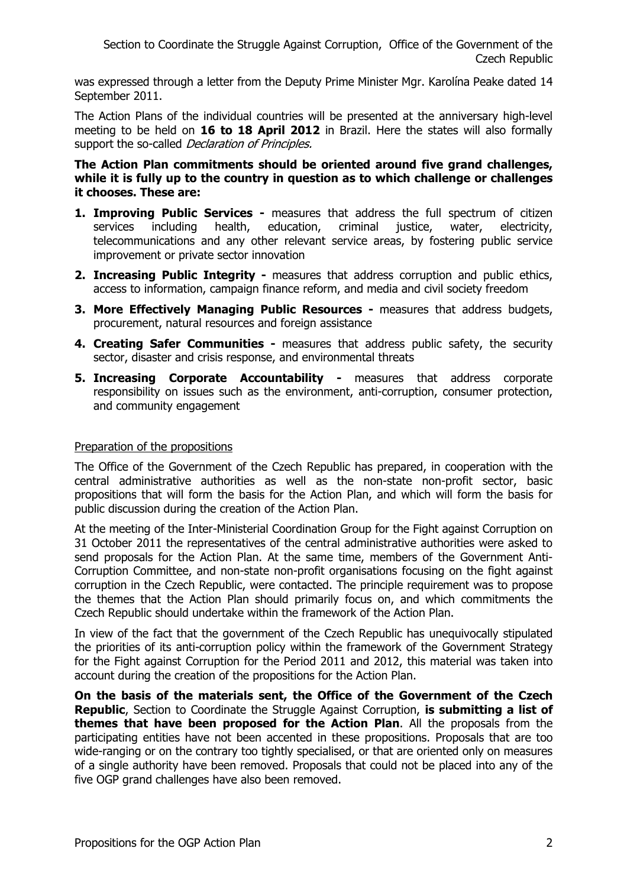was expressed through a letter from the Deputy Prime Minister Mgr. Karolína Peake dated 14 September 2011.

The Action Plans of the individual countries will be presented at the anniversary high-level meeting to be held on **16 to 18 April 2012** in Brazil. Here the states will also formally support the so-called *Declaration of Principles.*

**The Action Plan commitments should be oriented around five grand challenges, while it is fully up to the country in question as to which challenge or challenges it chooses. These are:**

1. **Improving Public Services -** measures that address the full spectrum of citizen services including health, education, criminal justice, water, electricity, telecommunications and any other relevant service areas, by fostering public service improvement or private sector innovation
2. **Increasing Public Integrity -** measures that address corruption and public ethics, access to information, campaign finance reform, and media and civil society freedom
3. **More Effectively Managing Public Resources -** measures that address budgets, procurement, natural resources and foreign assistance
4. **Creating Safer Communities -** measures that address public safety, the security sector, disaster and crisis response, and environmental threats
5. **Increasing Corporate Accountability -** measures that address corporate responsibility on issues such as the environment, anti-corruption, consumer protection, and community engagement

Preparation of the propositions

The Office of the Government of the Czech Republic has prepared, in cooperation with the central administrative authorities as well as the non-state non-profit sector, basic propositions that will form the basis for the Action Plan, and which will form the basis for public discussion during the creation of the Action Plan.

At the meeting of the Inter-Ministerial Coordination Group for the Fight against Corruption on 31 October 2011 the representatives of the central administrative authorities were asked to send proposals for the Action Plan. At the same time, members of the Government Anti-Corruption Committee, and non-state non-profit organisations focusing on the fight against corruption in the Czech Republic, were contacted. The principle requirement was to propose the themes that the Action Plan should primarily focus on, and which commitments the Czech Republic should undertake within the framework of the Action Plan.

In view of the fact that the government of the Czech Republic has unequivocally stipulated the priorities of its anti-corruption policy within the framework of the Government Strategy for the Fight against Corruption for the Period 2011 and 2012, this material was taken into account during the creation of the propositions for the Action Plan.

**On the basis of the materials sent, the Office of the Government of the Czech Republic**, Section to Coordinate the Struggle Against Corruption, **is submitting a list of themes that have been proposed for the Action Plan**. All the proposals from the participating entities have not been accented in these propositions. Proposals that are too wide-ranging or on the contrary too tightly specialised, or that are oriented only on measures of a single authority have been removed. Proposals that could not be placed into any of the five OGP grand challenges have also been removed.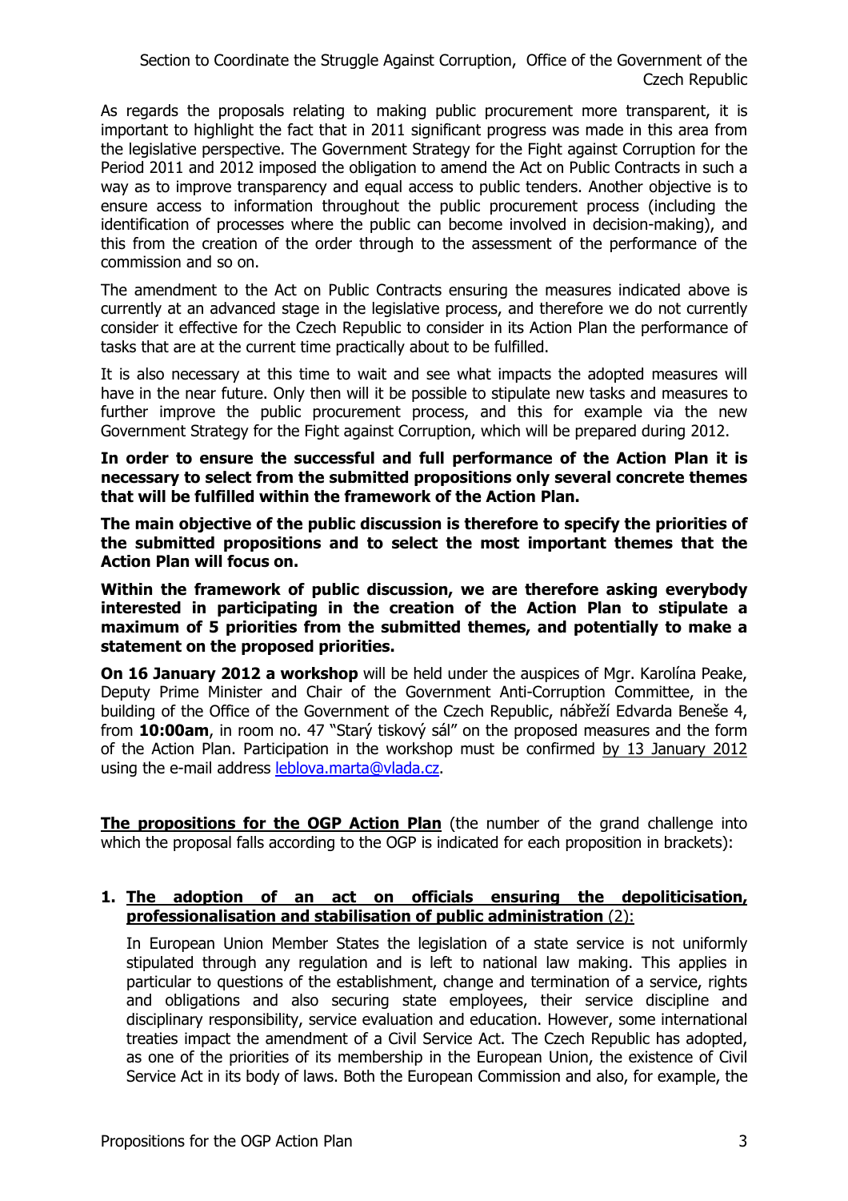As regards the proposals relating to making public procurement more transparent, it is important to highlight the fact that in 2011 significant progress was made in this area from the legislative perspective. The Government Strategy for the Fight against Corruption for the Period 2011 and 2012 imposed the obligation to amend the Act on Public Contracts in such a way as to improve transparency and equal access to public tenders. Another objective is to ensure access to information throughout the public procurement process (including the identification of processes where the public can become involved in decision-making), and this from the creation of the order through to the assessment of the performance of the commission and so on.

The amendment to the Act on Public Contracts ensuring the measures indicated above is currently at an advanced stage in the legislative process, and therefore we do not currently consider it effective for the Czech Republic to consider in its Action Plan the performance of tasks that are at the current time practically about to be fulfilled.

It is also necessary at this time to wait and see what impacts the adopted measures will have in the near future. Only then will it be possible to stipulate new tasks and measures to further improve the public procurement process, and this for example via the new Government Strategy for the Fight against Corruption, which will be prepared during 2012.

**In order to ensure the successful and full performance of the Action Plan it is necessary to select from the submitted propositions only several concrete themes that will be fulfilled within the framework of the Action Plan.**

**The main objective of the public discussion is therefore to specify the priorities of the submitted propositions and to select the most important themes that the Action Plan will focus on.**

**Within the framework of public discussion, we are therefore asking everybody interested in participating in the creation of the Action Plan to stipulate a maximum of 5 priorities from the submitted themes, and potentially to make a statement on the proposed priorities.**

**On 16 January 2012 a workshop** will be held under the auspices of Mgr. Karolína Peake, Deputy Prime Minister and Chair of the Government Anti-Corruption Committee, in the building of the Office of the Government of the Czech Republic, nábřeží Edvarda Beneše 4, from **10:00am**, in room no. 47 "Starý tiskový sál" on the proposed measures and the form of the Action Plan. Participation in the workshop must be confirmed by 13 January 2012 using the e-mail address leblova.marta@vlada.cz.

**The propositions for the OGP Action Plan** (the number of the grand challenge into which the proposal falls according to the OGP is indicated for each proposition in brackets):

1. **The adoption of an act on officials ensuring the depoliticisation, professionalisation and stabilisation of public administration (2):**

   In European Union Member States the legislation of a state service is not uniformly stipulated through any regulation and is left to national law making. This applies in particular to questions of the establishment, change and termination of a service, rights and obligations and also securing state employees, their service discipline and disciplinary responsibility, service evaluation and education. However, some international treaties impact the amendment of a Civil Service Act. The Czech Republic has adopted, as one of the priorities of its membership in the European Union, the existence of Civil Service Act in its body of laws. Both the European Commission and also, for example, the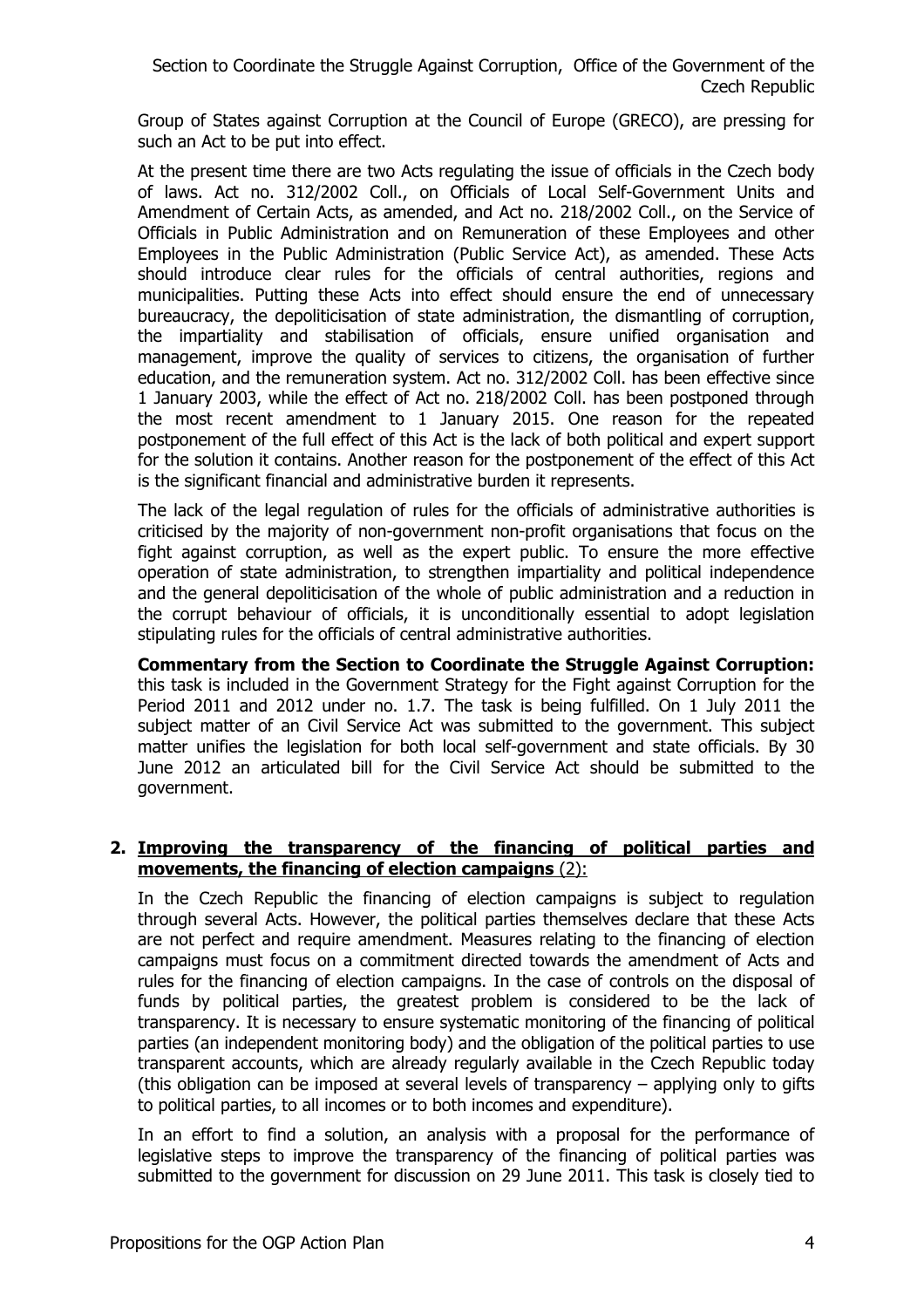Group of States against Corruption at the Council of Europe (GRECO), are pressing for such an Act to be put into effect.

At the present time there are two Acts regulating the issue of officials in the Czech body of laws. Act no. 312/2002 Coll., on Officials of Local Self-Government Units and Amendment of Certain Acts, as amended, and Act no. 218/2002 Coll., on the Service of Officials in Public Administration and on Remuneration of these Employees and other Employees in the Public Administration (Public Service Act), as amended. These Acts should introduce clear rules for the officials of central authorities, regions and municipalities. Putting these Acts into effect should ensure the end of unnecessary bureaucracy, the depoliticisation of state administration, the dismantling of corruption, the impartiality and stabilisation of officials, ensure unified organisation and management, improve the quality of services to citizens, the organisation of further education, and the remuneration system. Act no. 312/2002 Coll. has been effective since 1 January 2003, while the effect of Act no. 218/2002 Coll. has been postponed through the most recent amendment to 1 January 2015. One reason for the repeated postponement of the full effect of this Act is the lack of both political and expert support for the solution it contains. Another reason for the postponement of the effect of this Act is the significant financial and administrative burden it represents.

The lack of the legal regulation of rules for the officials of administrative authorities is criticised by the majority of non-government non-profit organisations that focus on the fight against corruption, as well as the expert public. To ensure the more effective operation of state administration, to strengthen impartiality and political independence and the general depoliticisation of the whole of public administration and a reduction in the corrupt behaviour of officials, it is unconditionally essential to adopt legislation stipulating rules for the officials of central administrative authorities.

**Commentary from the Section to Coordinate the Struggle Against Corruption:** this task is included in the Government Strategy for the Fight against Corruption for the Period 2011 and 2012 under no. 1.7. The task is being fulfilled. On 1 July 2011 the subject matter of an Civil Service Act was submitted to the government. This subject matter unifies the legislation for both local self-government and state officials. By 30 June 2012 an articulated bill for the Civil Service Act should be submitted to the government.

**2. Improving the transparency of the financing of political parties and movements, the financing of election campaigns** (2):

In the Czech Republic the financing of election campaigns is subject to regulation through several Acts. However, the political parties themselves declare that these Acts are not perfect and require amendment. Measures relating to the financing of election campaigns must focus on a commitment directed towards the amendment of Acts and rules for the financing of election campaigns. In the case of controls on the disposal of funds by political parties, the greatest problem is considered to be the lack of transparency. It is necessary to ensure systematic monitoring of the financing of political parties (an independent monitoring body) and the obligation of the political parties to use transparent accounts, which are already regularly available in the Czech Republic today (this obligation can be imposed at several levels of transparency – applying only to gifts to political parties, to all incomes or to both incomes and expenditure).

In an effort to find a solution, an analysis with a proposal for the performance of legislative steps to improve the transparency of the financing of political parties was submitted to the government for discussion on 29 June 2011. This task is closely tied to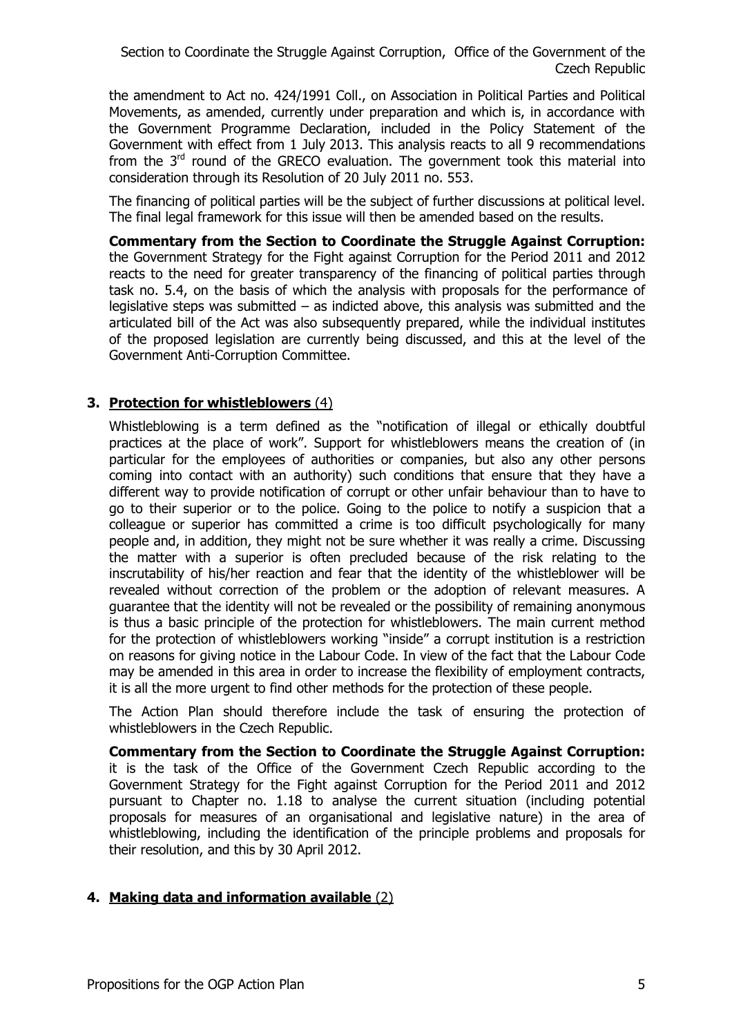the amendment to Act no. 424/1991 Coll., on Association in Political Parties and Political Movements, as amended, currently under preparation and which is, in accordance with the Government Programme Declaration, included in the Policy Statement of the Government with effect from 1 July 2013. This analysis reacts to all 9 recommendations from the 3rd round of the GRECO evaluation. The government took this material into consideration through its Resolution of 20 July 2011 no. 553.

The financing of political parties will be the subject of further discussions at political level. The final legal framework for this issue will then be amended based on the results.

**Commentary from the Section to Coordinate the Struggle Against Corruption:** the Government Strategy for the Fight against Corruption for the Period 2011 and 2012 reacts to the need for greater transparency of the financing of political parties through task no. 5.4, on the basis of which the analysis with proposals for the performance of legislative steps was submitted – as indicted above, this analysis was submitted and the articulated bill of the Act was also subsequently prepared, while the individual institutes of the proposed legislation are currently being discussed, and this at the level of the Government Anti-Corruption Committee.

## 3. Protection for whistleblowers (4)

Whistleblowing is a term defined as the "notification of illegal or ethically doubtful practices at the place of work". Support for whistleblowers means the creation of (in particular for the employees of authorities or companies, but also any other persons coming into contact with an authority) such conditions that ensure that they have a different way to provide notification of corrupt or other unfair behaviour than to have to go to their superior or to the police. Going to the police to notify a suspicion that a colleague or superior has committed a crime is too difficult psychologically for many people and, in addition, they might not be sure whether it was really a crime. Discussing the matter with a superior is often precluded because of the risk relating to the inscrutability of his/her reaction and fear that the identity of the whistleblower will be revealed without correction of the problem or the adoption of relevant measures. A guarantee that the identity will not be revealed or the possibility of remaining anonymous is thus a basic principle of the protection for whistleblowers. The main current method for the protection of whistleblowers working "inside" a corrupt institution is a restriction on reasons for giving notice in the Labour Code. In view of the fact that the Labour Code may be amended in this area in order to increase the flexibility of employment contracts, it is all the more urgent to find other methods for the protection of these people.

The Action Plan should therefore include the task of ensuring the protection of whistleblowers in the Czech Republic.

**Commentary from the Section to Coordinate the Struggle Against Corruption:** it is the task of the Office of the Government Czech Republic according to the Government Strategy for the Fight against Corruption for the Period 2011 and 2012 pursuant to Chapter no. 1.18 to analyse the current situation (including potential proposals for measures of an organisational and legislative nature) in the area of whistleblowing, including the identification of the principle problems and proposals for their resolution, and this by 30 April 2012.

## 4. Making data and information available (2)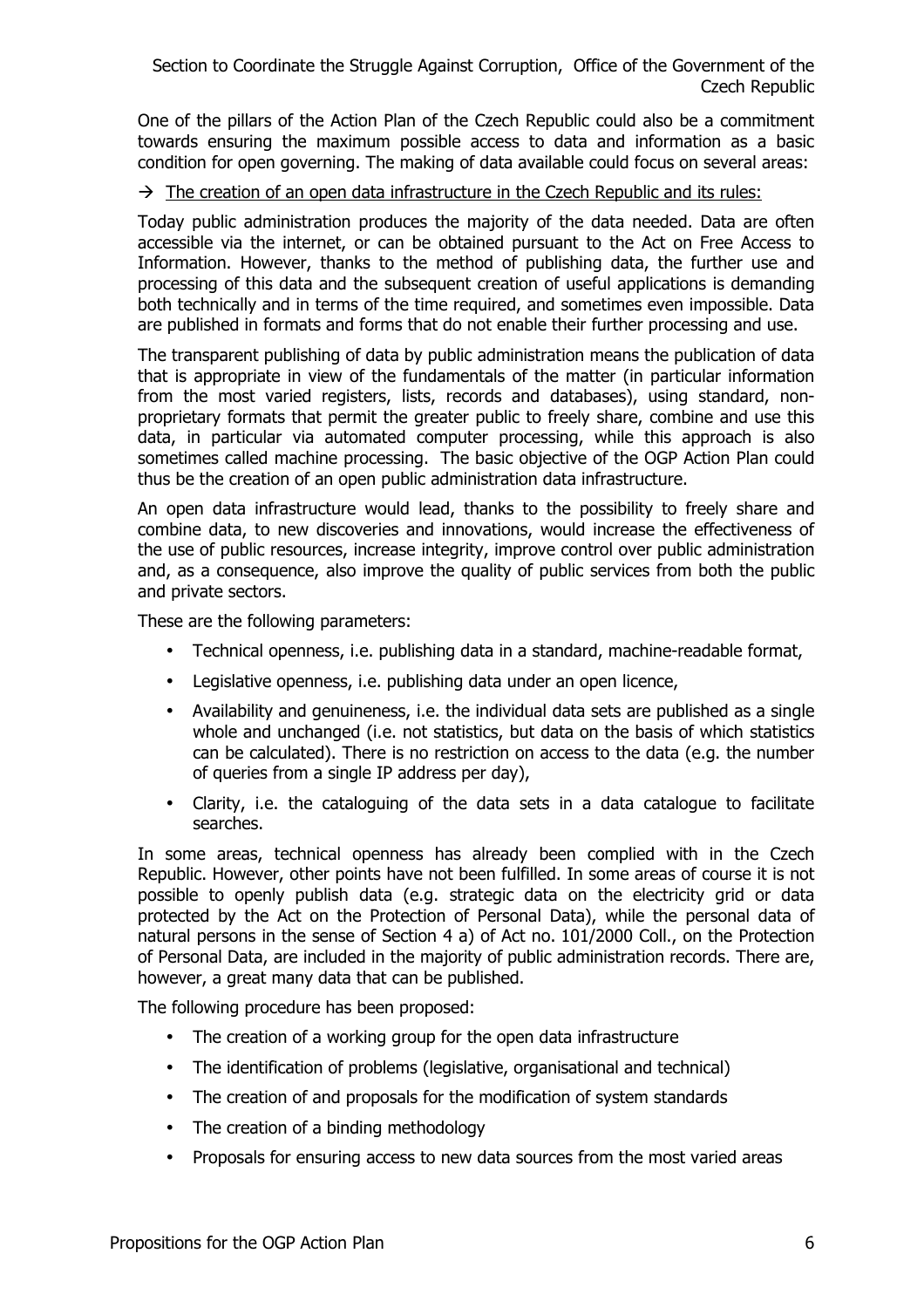One of the pillars of the Action Plan of the Czech Republic could also be a commitment towards ensuring the maximum possible access to data and information as a basic condition for open governing. The making of data available could focus on several areas:

→ The creation of an open data infrastructure in the Czech Republic and its rules:

Today public administration produces the majority of the data needed. Data are often accessible via the internet, or can be obtained pursuant to the Act on Free Access to Information. However, thanks to the method of publishing data, the further use and processing of this data and the subsequent creation of useful applications is demanding both technically and in terms of the time required, and sometimes even impossible. Data are published in formats and forms that do not enable their further processing and use.

The transparent publishing of data by public administration means the publication of data that is appropriate in view of the fundamentals of the matter (in particular information from the most varied registers, lists, records and databases), using standard, non-proprietary formats that permit the greater public to freely share, combine and use this data, in particular via automated computer processing, while this approach is also sometimes called machine processing. The basic objective of the OGP Action Plan could thus be the creation of an open public administration data infrastructure.

An open data infrastructure would lead, thanks to the possibility to freely share and combine data, to new discoveries and innovations, would increase the effectiveness of the use of public resources, increase integrity, improve control over public administration and, as a consequence, also improve the quality of public services from both the public and private sectors.

These are the following parameters:

- Technical openness, i.e. publishing data in a standard, machine-readable format,
- Legislative openness, i.e. publishing data under an open licence,
- Availability and genuineness, i.e. the individual data sets are published as a single whole and unchanged (i.e. not statistics, but data on the basis of which statistics can be calculated). There is no restriction on access to the data (e.g. the number of queries from a single IP address per day),
- Clarity, i.e. the cataloguing of the data sets in a data catalogue to facilitate searches.

In some areas, technical openness has already been complied with in the Czech Republic. However, other points have not been fulfilled. In some areas of course it is not possible to openly publish data (e.g. strategic data on the electricity grid or data protected by the Act on the Protection of Personal Data), while the personal data of natural persons in the sense of Section 4 a) of Act no. 101/2000 Coll., on the Protection of Personal Data, are included in the majority of public administration records. There are, however, a great many data that can be published.

The following procedure has been proposed:

- The creation of a working group for the open data infrastructure
- The identification of problems (legislative, organisational and technical)
- The creation of and proposals for the modification of system standards
- The creation of a binding methodology
- Proposals for ensuring access to new data sources from the most varied areas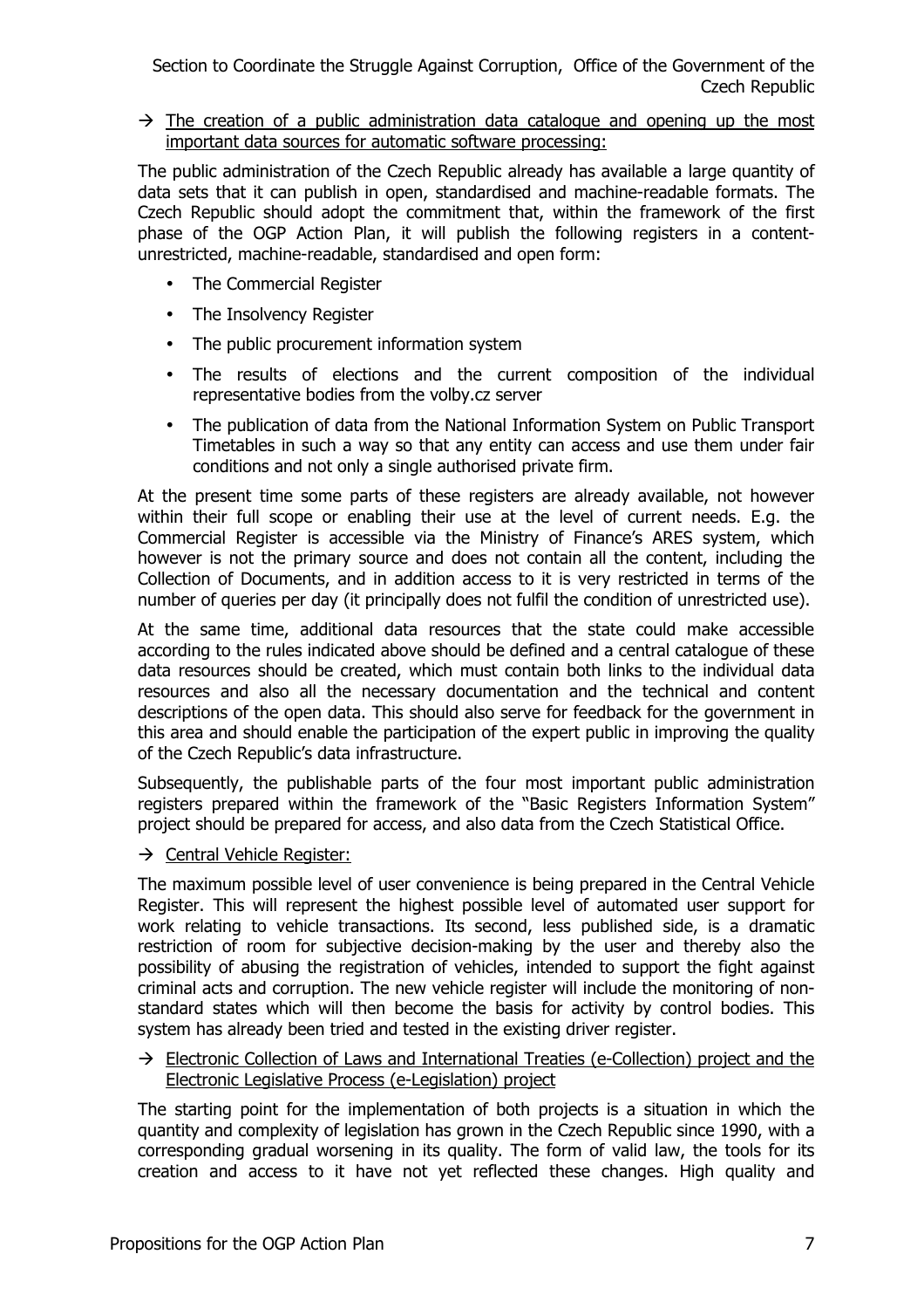→ <u>The creation of a public administration data catalogue and opening up the most important data sources for automatic software processing:</u>

The public administration of the Czech Republic already has available a large quantity of data sets that it can publish in open, standardised and machine-readable formats. The Czech Republic should adopt the commitment that, within the framework of the first phase of the OGP Action Plan, it will publish the following registers in a content-unrestricted, machine-readable, standardised and open form:

- The Commercial Register
- The Insolvency Register
- The public procurement information system
- The results of elections and the current composition of the individual representative bodies from the volby.cz server
- The publication of data from the National Information System on Public Transport Timetables in such a way so that any entity can access and use them under fair conditions and not only a single authorised private firm.

At the present time some parts of these registers are already available, not however within their full scope or enabling their use at the level of current needs. E.g. the Commercial Register is accessible via the Ministry of Finance's ARES system, which however is not the primary source and does not contain all the content, including the Collection of Documents, and in addition access to it is very restricted in terms of the number of queries per day (it principally does not fulfil the condition of unrestricted use).

At the same time, additional data resources that the state could make accessible according to the rules indicated above should be defined and a central catalogue of these data resources should be created, which must contain both links to the individual data resources and also all the necessary documentation and the technical and content descriptions of the open data. This should also serve for feedback for the government in this area and should enable the participation of the expert public in improving the quality of the Czech Republic's data infrastructure.

Subsequently, the publishable parts of the four most important public administration registers prepared within the framework of the "Basic Registers Information System" project should be prepared for access, and also data from the Czech Statistical Office.

→ <u>Central Vehicle Register:</u>

The maximum possible level of user convenience is being prepared in the Central Vehicle Register. This will represent the highest possible level of automated user support for work relating to vehicle transactions. Its second, less published side, is a dramatic restriction of room for subjective decision-making by the user and thereby also the possibility of abusing the registration of vehicles, intended to support the fight against criminal acts and corruption. The new vehicle register will include the monitoring of non-standard states which will then become the basis for activity by control bodies. This system has already been tried and tested in the existing driver register.

→ <u>Electronic Collection of Laws and International Treaties (e-Collection) project and the Electronic Legislative Process (e-Legislation) project</u>

The starting point for the implementation of both projects is a situation in which the quantity and complexity of legislation has grown in the Czech Republic since 1990, with a corresponding gradual worsening in its quality. The form of valid law, the tools for its creation and access to it have not yet reflected these changes. High quality and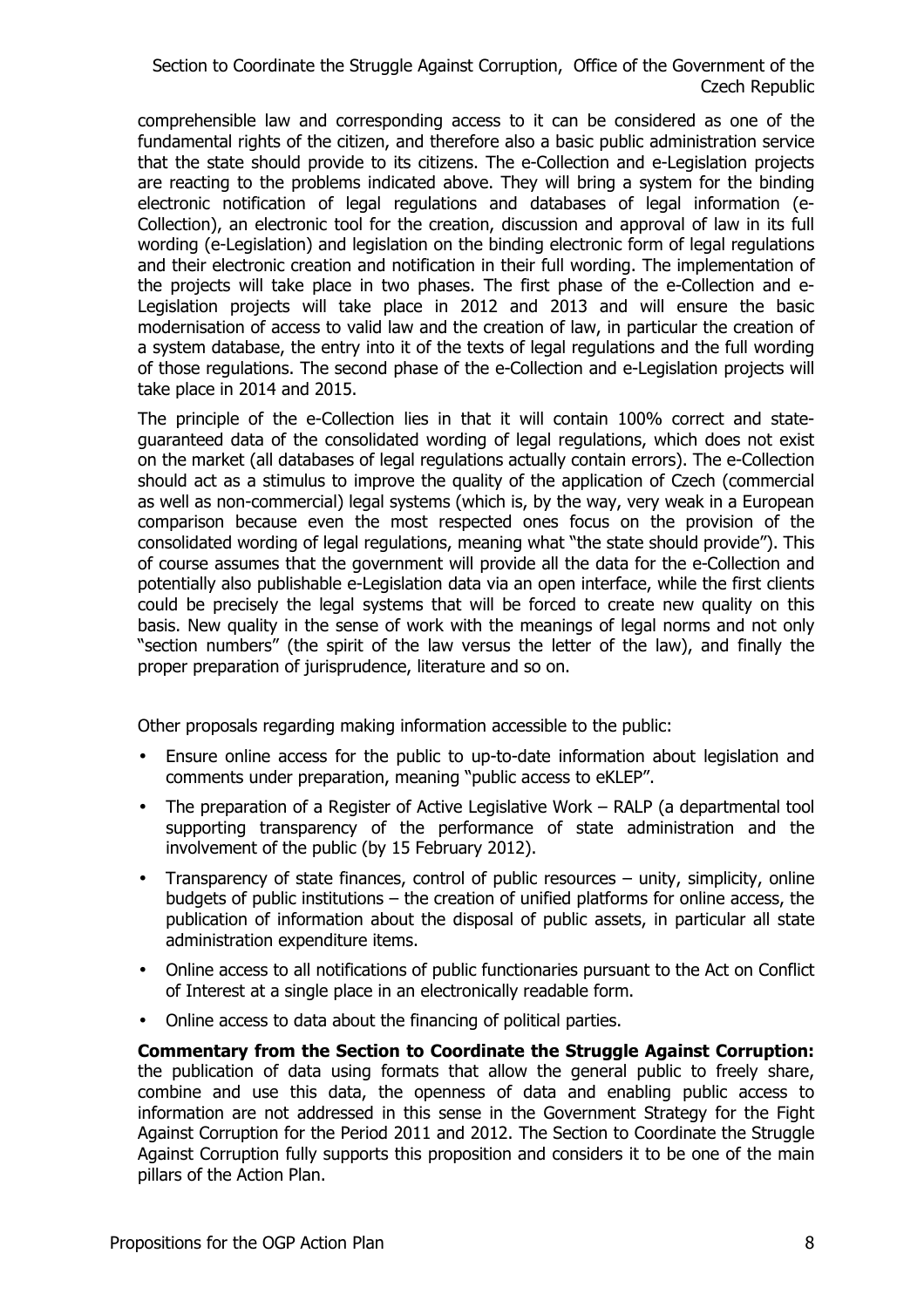comprehensible law and corresponding access to it can be considered as one of the fundamental rights of the citizen, and therefore also a basic public administration service that the state should provide to its citizens. The e-Collection and e-Legislation projects are reacting to the problems indicated above. They will bring a system for the binding electronic notification of legal regulations and databases of legal information (e-Collection), an electronic tool for the creation, discussion and approval of law in its full wording (e-Legislation) and legislation on the binding electronic form of legal regulations and their electronic creation and notification in their full wording. The implementation of the projects will take place in two phases. The first phase of the e-Collection and e-Legislation projects will take place in 2012 and 2013 and will ensure the basic modernisation of access to valid law and the creation of law, in particular the creation of a system database, the entry into it of the texts of legal regulations and the full wording of those regulations. The second phase of the e-Collection and e-Legislation projects will take place in 2014 and 2015.

The principle of the e-Collection lies in that it will contain 100% correct and state-guaranteed data of the consolidated wording of legal regulations, which does not exist on the market (all databases of legal regulations actually contain errors). The e-Collection should act as a stimulus to improve the quality of the application of Czech (commercial as well as non-commercial) legal systems (which is, by the way, very weak in a European comparison because even the most respected ones focus on the provision of the consolidated wording of legal regulations, meaning what "the state should provide"). This of course assumes that the government will provide all the data for the e-Collection and potentially also publishable e-Legislation data via an open interface, while the first clients could be precisely the legal systems that will be forced to create new quality on this basis. New quality in the sense of work with the meanings of legal norms and not only "section numbers" (the spirit of the law versus the letter of the law), and finally the proper preparation of jurisprudence, literature and so on.

Other proposals regarding making information accessible to the public:

- Ensure online access for the public to up-to-date information about legislation and comments under preparation, meaning "public access to eKLEP".
- The preparation of a Register of Active Legislative Work – RALP (a departmental tool supporting transparency of the performance of state administration and the involvement of the public (by 15 February 2012).
- Transparency of state finances, control of public resources – unity, simplicity, online budgets of public institutions – the creation of unified platforms for online access, the publication of information about the disposal of public assets, in particular all state administration expenditure items.
- Online access to all notifications of public functionaries pursuant to the Act on Conflict of Interest at a single place in an electronically readable form.
- Online access to data about the financing of political parties.

**Commentary from the Section to Coordinate the Struggle Against Corruption:** the publication of data using formats that allow the general public to freely share, combine and use this data, the openness of data and enabling public access to information are not addressed in this sense in the Government Strategy for the Fight Against Corruption for the Period 2011 and 2012. The Section to Coordinate the Struggle Against Corruption fully supports this proposition and considers it to be one of the main pillars of the Action Plan.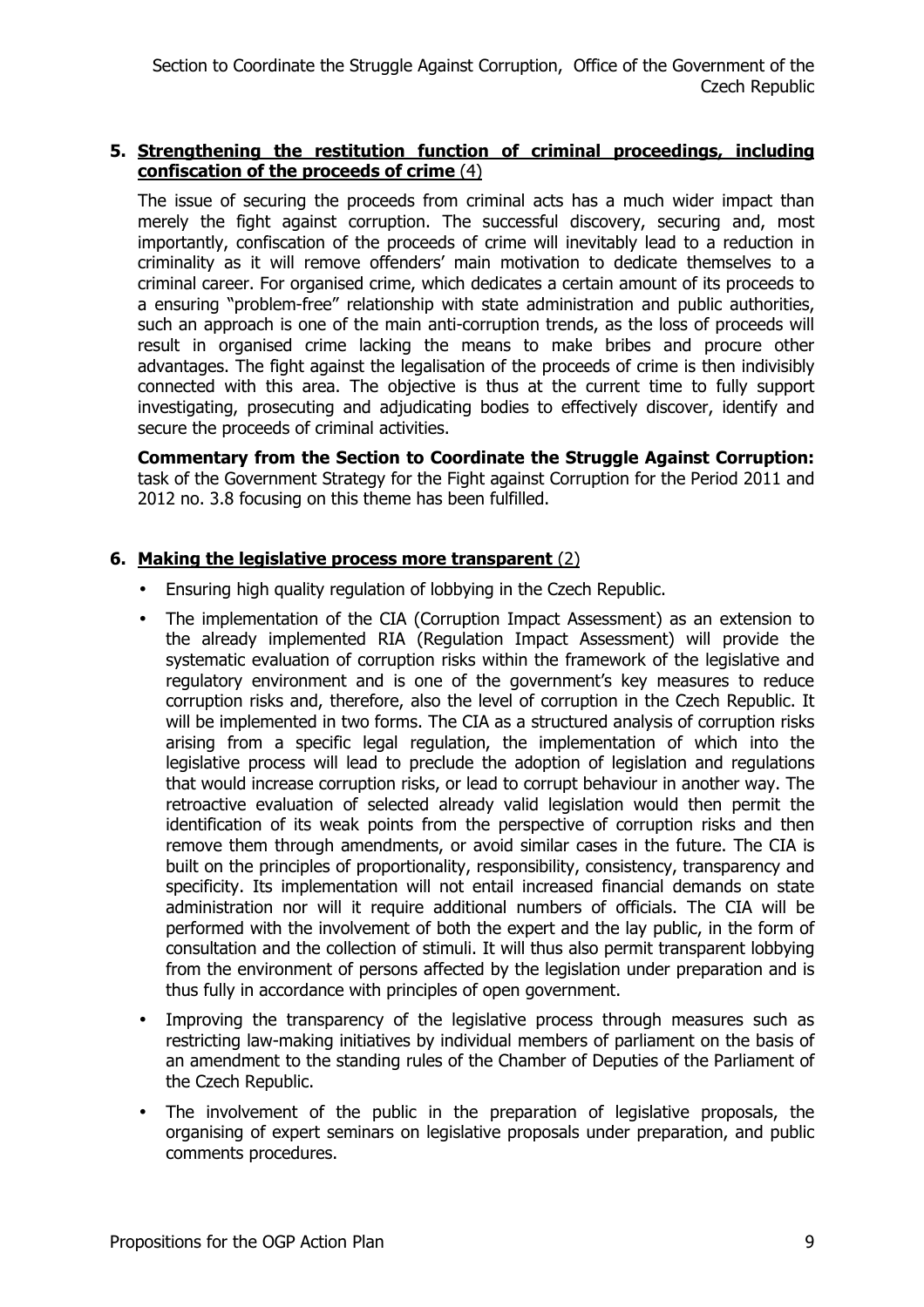**5. Strengthening the restitution function of criminal proceedings, including confiscation of the proceeds of crime (4)**

The issue of securing the proceeds from criminal acts has a much wider impact than merely the fight against corruption. The successful discovery, securing and, most importantly, confiscation of the proceeds of crime will inevitably lead to a reduction in criminality as it will remove offenders' main motivation to dedicate themselves to a criminal career. For organised crime, which dedicates a certain amount of its proceeds to a ensuring "problem-free" relationship with state administration and public authorities, such an approach is one of the main anti-corruption trends, as the loss of proceeds will result in organised crime lacking the means to make bribes and procure other advantages. The fight against the legalisation of the proceeds of crime is then indivisibly connected with this area. The objective is thus at the current time to fully support investigating, prosecuting and adjudicating bodies to effectively discover, identify and secure the proceeds of criminal activities.

**Commentary from the Section to Coordinate the Struggle Against Corruption:** task of the Government Strategy for the Fight against Corruption for the Period 2011 and 2012 no. 3.8 focusing on this theme has been fulfilled.

**6. Making the legislative process more transparent (2)**

- Ensuring high quality regulation of lobbying in the Czech Republic.
- The implementation of the CIA (Corruption Impact Assessment) as an extension to the already implemented RIA (Regulation Impact Assessment) will provide the systematic evaluation of corruption risks within the framework of the legislative and regulatory environment and is one of the government's key measures to reduce corruption risks and, therefore, also the level of corruption in the Czech Republic. It will be implemented in two forms. The CIA as a structured analysis of corruption risks arising from a specific legal regulation, the implementation of which into the legislative process will lead to preclude the adoption of legislation and regulations that would increase corruption risks, or lead to corrupt behaviour in another way. The retroactive evaluation of selected already valid legislation would then permit the identification of its weak points from the perspective of corruption risks and then remove them through amendments, or avoid similar cases in the future. The CIA is built on the principles of proportionality, responsibility, consistency, transparency and specificity. Its implementation will not entail increased financial demands on state administration nor will it require additional numbers of officials. The CIA will be performed with the involvement of both the expert and the lay public, in the form of consultation and the collection of stimuli. It will thus also permit transparent lobbying from the environment of persons affected by the legislation under preparation and is thus fully in accordance with principles of open government.
- Improving the transparency of the legislative process through measures such as restricting law-making initiatives by individual members of parliament on the basis of an amendment to the standing rules of the Chamber of Deputies of the Parliament of the Czech Republic.
- The involvement of the public in the preparation of legislative proposals, the organising of expert seminars on legislative proposals under preparation, and public comments procedures.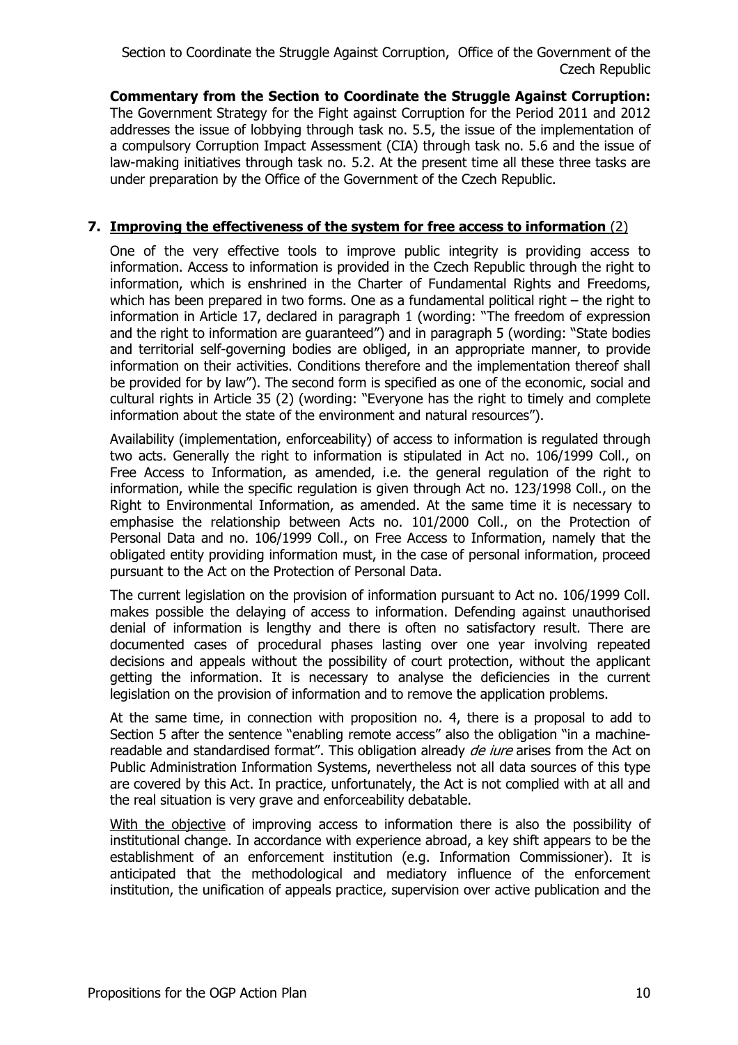**Commentary from the Section to Coordinate the Struggle Against Corruption:** The Government Strategy for the Fight against Corruption for the Period 2011 and 2012 addresses the issue of lobbying through task no. 5.5, the issue of the implementation of a compulsory Corruption Impact Assessment (CIA) through task no. 5.6 and the issue of law-making initiatives through task no. 5.2. At the present time all these three tasks are under preparation by the Office of the Government of the Czech Republic.

## 7. Improving the effectiveness of the system for free access to information (2)

One of the very effective tools to improve public integrity is providing access to information. Access to information is provided in the Czech Republic through the right to information, which is enshrined in the Charter of Fundamental Rights and Freedoms, which has been prepared in two forms. One as a fundamental political right – the right to information in Article 17, declared in paragraph 1 (wording: "The freedom of expression and the right to information are guaranteed") and in paragraph 5 (wording: "State bodies and territorial self-governing bodies are obliged, in an appropriate manner, to provide information on their activities. Conditions therefore and the implementation thereof shall be provided for by law"). The second form is specified as one of the economic, social and cultural rights in Article 35 (2) (wording: "Everyone has the right to timely and complete information about the state of the environment and natural resources").

Availability (implementation, enforceability) of access to information is regulated through two acts. Generally the right to information is stipulated in Act no. 106/1999 Coll., on Free Access to Information, as amended, i.e. the general regulation of the right to information, while the specific regulation is given through Act no. 123/1998 Coll., on the Right to Environmental Information, as amended. At the same time it is necessary to emphasise the relationship between Acts no. 101/2000 Coll., on the Protection of Personal Data and no. 106/1999 Coll., on Free Access to Information, namely that the obligated entity providing information must, in the case of personal information, proceed pursuant to the Act on the Protection of Personal Data.

The current legislation on the provision of information pursuant to Act no. 106/1999 Coll. makes possible the delaying of access to information. Defending against unauthorised denial of information is lengthy and there is often no satisfactory result. There are documented cases of procedural phases lasting over one year involving repeated decisions and appeals without the possibility of court protection, without the applicant getting the information. It is necessary to analyse the deficiencies in the current legislation on the provision of information and to remove the application problems.

At the same time, in connection with proposition no. 4, there is a proposal to add to Section 5 after the sentence "enabling remote access" also the obligation "in a machine-readable and standardised format". This obligation already *de iure* arises from the Act on Public Administration Information Systems, nevertheless not all data sources of this type are covered by this Act. In practice, unfortunately, the Act is not complied with at all and the real situation is very grave and enforceability debatable.

With the objective of improving access to information there is also the possibility of institutional change. In accordance with experience abroad, a key shift appears to be the establishment of an enforcement institution (e.g. Information Commissioner). It is anticipated that the methodological and mediatory influence of the enforcement institution, the unification of appeals practice, supervision over active publication and the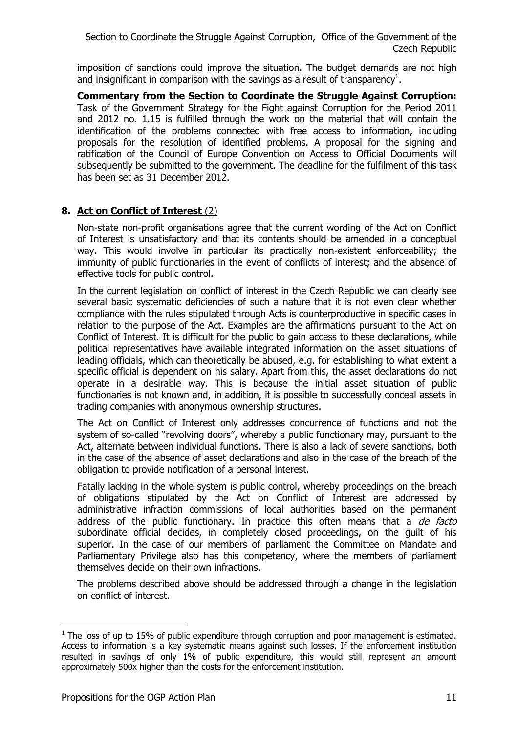imposition of sanctions could improve the situation. The budget demands are not high and insignificant in comparison with the savings as a result of transparency[1].

**Commentary from the Section to Coordinate the Struggle Against Corruption:** Task of the Government Strategy for the Fight against Corruption for the Period 2011 and 2012 no. 1.15 is fulfilled through the work on the material that will contain the identification of the problems connected with free access to information, including proposals for the resolution of identified problems. A proposal for the signing and ratification of the Council of Europe Convention on Access to Official Documents will subsequently be submitted to the government. The deadline for the fulfilment of this task has been set as 31 December 2012.

## 8. Act on Conflict of Interest (2)

Non-state non-profit organisations agree that the current wording of the Act on Conflict of Interest is unsatisfactory and that its contents should be amended in a conceptual way. This would involve in particular its practically non-existent enforceability; the immunity of public functionaries in the event of conflicts of interest; and the absence of effective tools for public control.

In the current legislation on conflict of interest in the Czech Republic we can clearly see several basic systematic deficiencies of such a nature that it is not even clear whether compliance with the rules stipulated through Acts is counterproductive in specific cases in relation to the purpose of the Act. Examples are the affirmations pursuant to the Act on Conflict of Interest. It is difficult for the public to gain access to these declarations, while political representatives have available integrated information on the asset situations of leading officials, which can theoretically be abused, e.g. for establishing to what extent a specific official is dependent on his salary. Apart from this, the asset declarations do not operate in a desirable way. This is because the initial asset situation of public functionaries is not known and, in addition, it is possible to successfully conceal assets in trading companies with anonymous ownership structures.

The Act on Conflict of Interest only addresses concurrence of functions and not the system of so-called "revolving doors", whereby a public functionary may, pursuant to the Act, alternate between individual functions. There is also a lack of severe sanctions, both in the case of the absence of asset declarations and also in the case of the breach of the obligation to provide notification of a personal interest.

Fatally lacking in the whole system is public control, whereby proceedings on the breach of obligations stipulated by the Act on Conflict of Interest are addressed by administrative infraction commissions of local authorities based on the permanent address of the public functionary. In practice this often means that a *de facto* subordinate official decides, in completely closed proceedings, on the guilt of his superior. In the case of our members of parliament the Committee on Mandate and Parliamentary Privilege also has this competency, where the members of parliament themselves decide on their own infractions.

The problems described above should be addressed through a change in the legislation on conflict of interest.

---

[1] The loss of up to 15% of public expenditure through corruption and poor management is estimated. Access to information is a key systematic means against such losses. If the enforcement institution resulted in savings of only 1% of public expenditure, this would still represent an amount approximately 500x higher than the costs for the enforcement institution.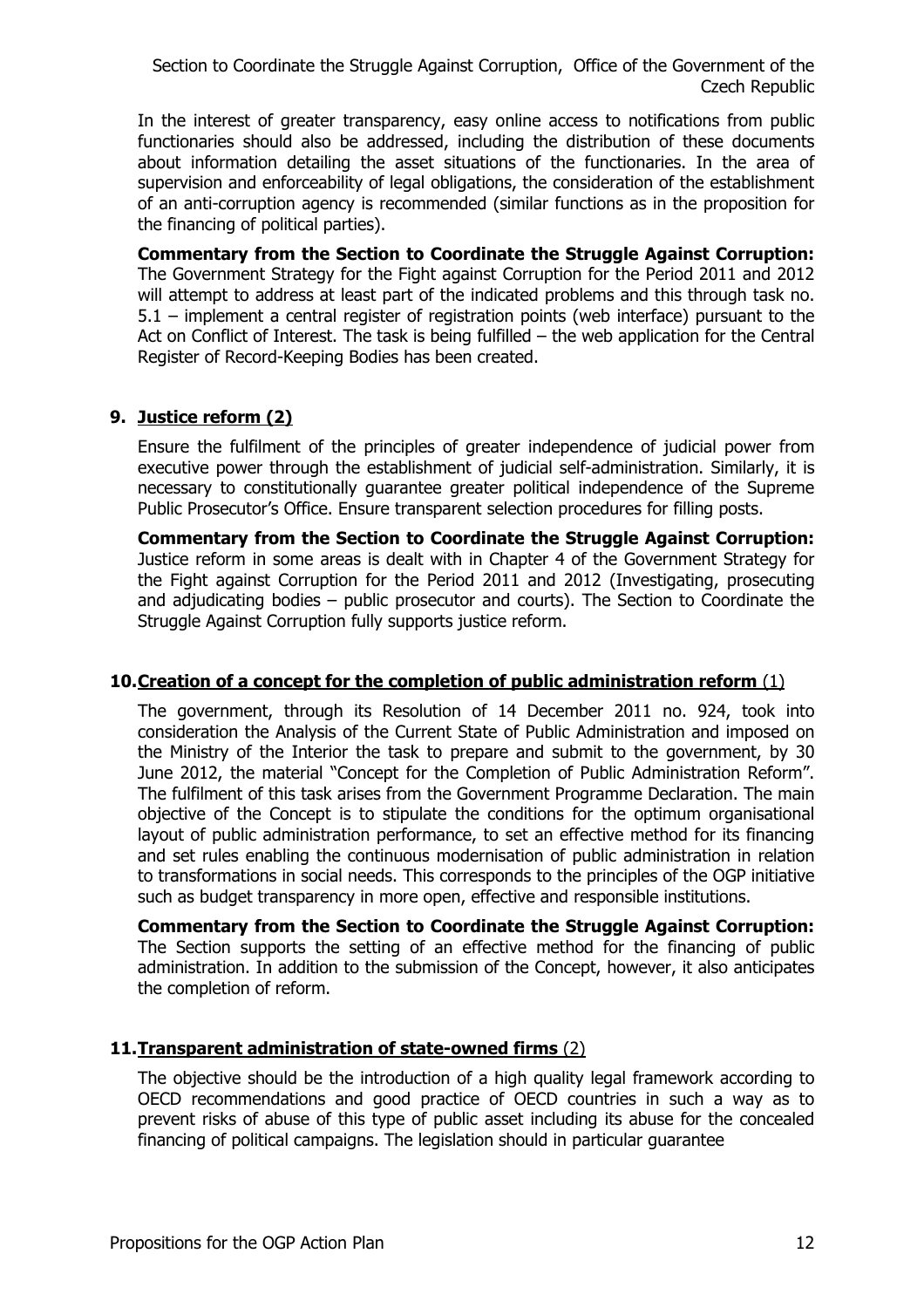In the interest of greater transparency, easy online access to notifications from public functionaries should also be addressed, including the distribution of these documents about information detailing the asset situations of the functionaries. In the area of supervision and enforceability of legal obligations, the consideration of the establishment of an anti-corruption agency is recommended (similar functions as in the proposition for the financing of political parties).

**Commentary from the Section to Coordinate the Struggle Against Corruption:** The Government Strategy for the Fight against Corruption for the Period 2011 and 2012 will attempt to address at least part of the indicated problems and this through task no. 5.1 – implement a central register of registration points (web interface) pursuant to the Act on Conflict of Interest. The task is being fulfilled – the web application for the Central Register of Record-Keeping Bodies has been created.

## 9. Justice reform (2)

Ensure the fulfilment of the principles of greater independence of judicial power from executive power through the establishment of judicial self-administration. Similarly, it is necessary to constitutionally guarantee greater political independence of the Supreme Public Prosecutor's Office. Ensure transparent selection procedures for filling posts.

**Commentary from the Section to Coordinate the Struggle Against Corruption:** Justice reform in some areas is dealt with in Chapter 4 of the Government Strategy for the Fight against Corruption for the Period 2011 and 2012 (Investigating, prosecuting and adjudicating bodies – public prosecutor and courts). The Section to Coordinate the Struggle Against Corruption fully supports justice reform.

## 10. Creation of a concept for the completion of public administration reform (1)

The government, through its Resolution of 14 December 2011 no. 924, took into consideration the Analysis of the Current State of Public Administration and imposed on the Ministry of the Interior the task to prepare and submit to the government, by 30 June 2012, the material "Concept for the Completion of Public Administration Reform". The fulfilment of this task arises from the Government Programme Declaration. The main objective of the Concept is to stipulate the conditions for the optimum organisational layout of public administration performance, to set an effective method for its financing and set rules enabling the continuous modernisation of public administration in relation to transformations in social needs. This corresponds to the principles of the OGP initiative such as budget transparency in more open, effective and responsible institutions.

**Commentary from the Section to Coordinate the Struggle Against Corruption:** The Section supports the setting of an effective method for the financing of public administration. In addition to the submission of the Concept, however, it also anticipates the completion of reform.

## 11. Transparent administration of state-owned firms (2)

The objective should be the introduction of a high quality legal framework according to OECD recommendations and good practice of OECD countries in such a way as to prevent risks of abuse of this type of public asset including its abuse for the concealed financing of political campaigns. The legislation should in particular guarantee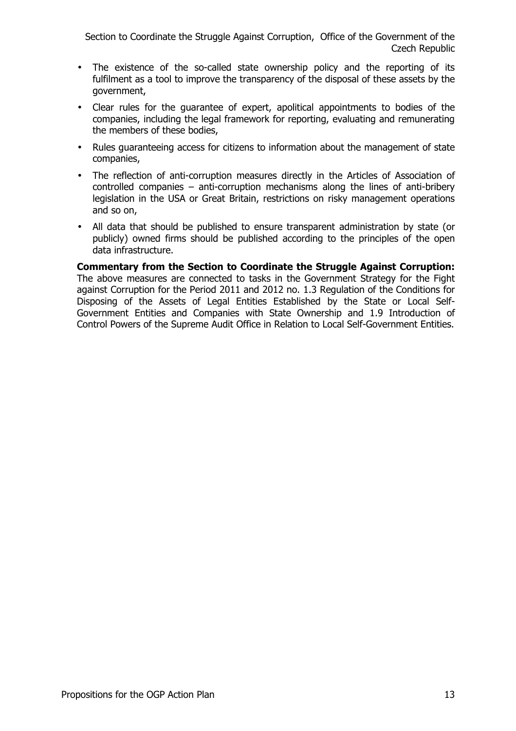- The existence of the so-called state ownership policy and the reporting of its fulfilment as a tool to improve the transparency of the disposal of these assets by the government,
- Clear rules for the guarantee of expert, apolitical appointments to bodies of the companies, including the legal framework for reporting, evaluating and remunerating the members of these bodies,
- Rules guaranteeing access for citizens to information about the management of state companies,
- The reflection of anti-corruption measures directly in the Articles of Association of controlled companies – anti-corruption mechanisms along the lines of anti-bribery legislation in the USA or Great Britain, restrictions on risky management operations and so on,
- All data that should be published to ensure transparent administration by state (or publicly) owned firms should be published according to the principles of the open data infrastructure.

**Commentary from the Section to Coordinate the Struggle Against Corruption:** The above measures are connected to tasks in the Government Strategy for the Fight against Corruption for the Period 2011 and 2012 no. 1.3 Regulation of the Conditions for Disposing of the Assets of Legal Entities Established by the State or Local Self-Government Entities and Companies with State Ownership and 1.9 Introduction of Control Powers of the Supreme Audit Office in Relation to Local Self-Government Entities.